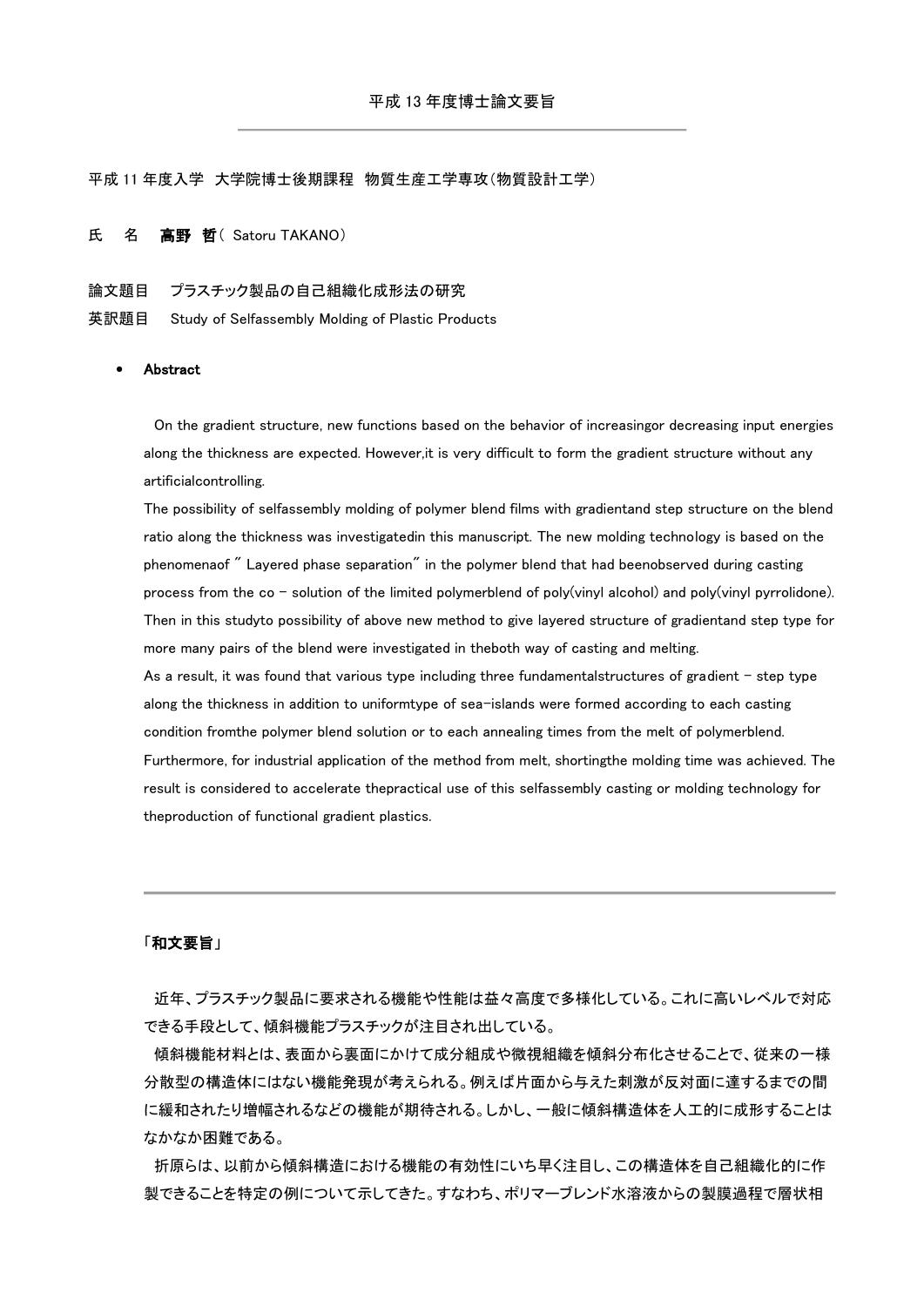# 平成 13 年度博士論文要旨

---

平成 11 年度入学　大学院博士後期課程　物質生産工学専攻（物質設計工学）

氏　名　**高野　哲**（ Satoru TAKANO）

論文題目　プラスチック製品の自己組織化成形法の研究

英訳題目　Study of Selfassembly Molding of Plastic Products

- **Abstract**

On the gradient structure, new functions based on the behavior of increasingor decreasing input energies along the thickness are expected. However,it is very difficult to form the gradient structure without any artificialcontrolling.

The possibility of selfassembly molding of polymer blend films with gradientand step structure on the blend ratio along the thickness was investigatedin this manuscript. The new molding technology is based on the phenomenaof " Layered phase separation" in the polymer blend that had beenobserved during casting process from the co – solution of the limited polymerblend of poly(vinyl alcohol) and poly(vinyl pyrrolidone). Then in this studyto possibility of above new method to give layered structure of gradientand step type for more many pairs of the blend were investigated in theboth way of casting and melting.

As a result, it was found that various type including three fundamentalstructures of gradient – step type along the thickness in addition to uniformtype of sea-islands were formed according to each casting condition fromthe polymer blend solution or to each annealing times from the melt of polymerblend.

Furthermore, for industrial application of the method from melt, shortingthe molding time was achieved. The result is considered to accelerate thepractical use of this selfassembly casting or molding technology for theproduction of functional gradient plastics.

---

**「和文要旨」**

近年、プラスチック製品に要求される機能や性能は益々高度で多様化している。これに高いレベルで対応できる手段として、傾斜機能プラスチックが注目され出している。

傾斜機能材料とは、表面から裏面にかけて成分組成や微視組織を傾斜分布化させることで、従来の一様分散型の構造体にはない機能発現が考えられる。例えば片面から与えた刺激が反対面に達するまでの間に緩和されたり増幅されるなどの機能が期待される。しかし、一般に傾斜構造体を人工的に成形することはなかなか困難である。

折原らは、以前から傾斜構造における機能の有効性にいち早く注目し、この構造体を自己組織化的に作製できることを特定の例について示してきた。すなわち、ポリマーブレンド水溶液からの製膜過程で層状相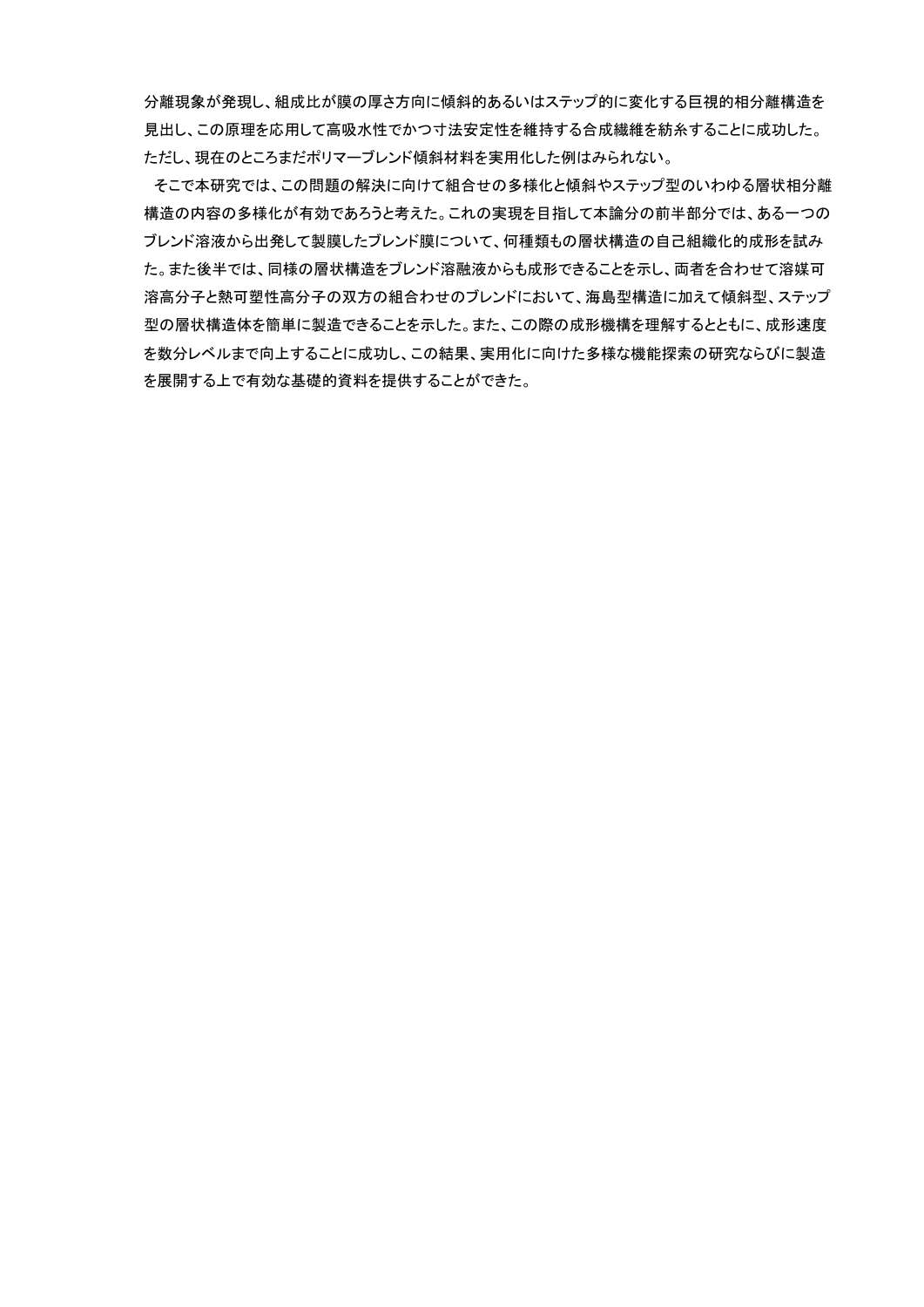分離現象が発現し、組成比が膜の厚さ方向に傾斜的あるいはステップ的に変化する巨視的相分離構造を見出し、この原理を応用して高吸水性でかつ寸法安定性を維持する合成繊維を紡糸することに成功した。ただし、現在のところまだポリマーブレンド傾斜材料を実用化した例はみられない。

そこで本研究では、この問題の解決に向けて組合せの多様化と傾斜やステップ型のいわゆる層状相分離構造の内容の多様化が有効であろうと考えた。これの実現を目指して本論分の前半部分では、ある一つのブレンド溶液から出発して製膜したブレンド膜について、何種類もの層状構造の自己組織化的成形を試みた。また後半では、同様の層状構造をブレンド溶融液からも成形できることを示し、両者を合わせて溶媒可溶高分子と熱可塑性高分子の双方の組合わせのブレンドにおいて、海島型構造に加えて傾斜型、ステップ型の層状構造体を簡単に製造できることを示した。また、この際の成形機構を理解するとともに、成形速度を数分レベルまで向上することに成功し、この結果、実用化に向けた多様な機能探索の研究ならびに製造を展開する上で有効な基礎的資料を提供することができた。